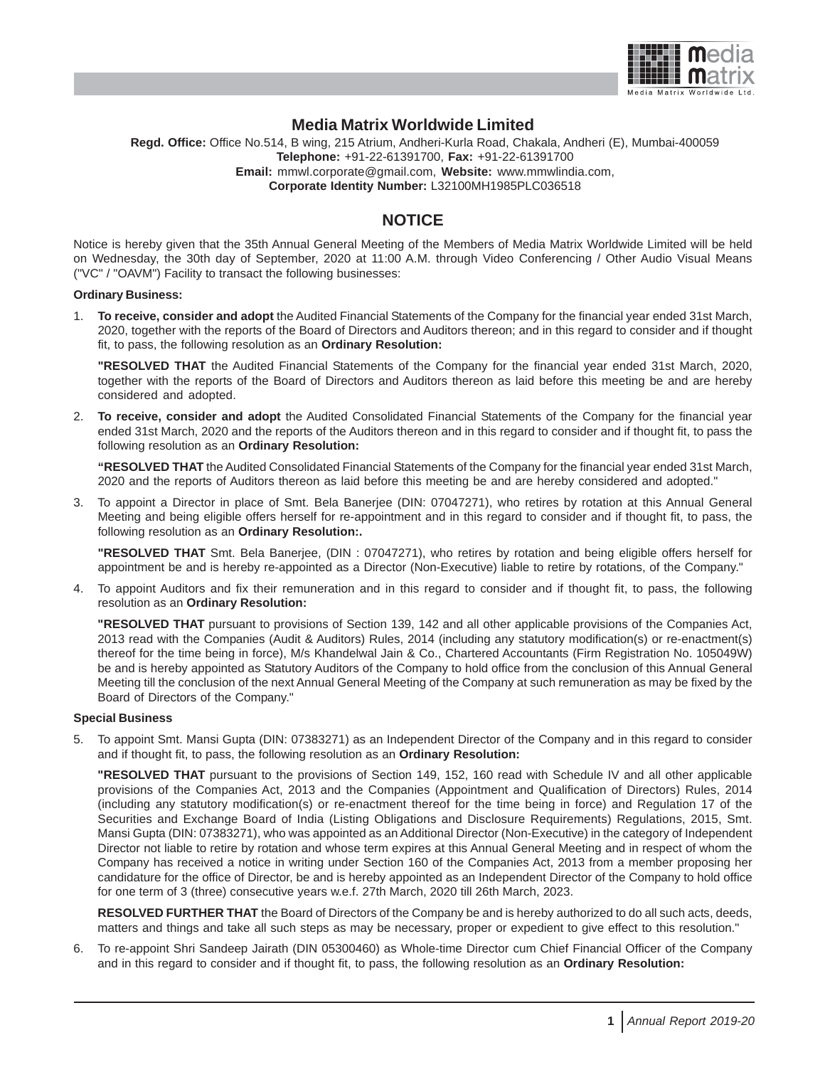# Media Matrix Worldwide Limited

**Regd. Office:** Office No.514, B wing, 215 Atrium, Andheri-Kurla Road, Chakala, Andheri (E), Mumbai-400059
**Telephone:** +91-22-61391700, **Fax:** +91-22-61391700
**Email:** mmwl.corporate@gmail.com, **Website:** www.mmwlindia.com,
**Corporate Identity Number:** L32100MH1985PLC036518

## NOTICE

Notice is hereby given that the 35th Annual General Meeting of the Members of Media Matrix Worldwide Limited will be held on Wednesday, the 30th day of September, 2020 at 11:00 A.M. through Video Conferencing / Other Audio Visual Means ("VC" / "OAVM") Facility to transact the following businesses:

**Ordinary Business:**

1. **To receive, consider and adopt** the Audited Financial Statements of the Company for the financial year ended 31st March, 2020, together with the reports of the Board of Directors and Auditors thereon; and in this regard to consider and if thought fit, to pass, the following resolution as an **Ordinary Resolution:**

   **"RESOLVED THAT** the Audited Financial Statements of the Company for the financial year ended 31st March, 2020, together with the reports of the Board of Directors and Auditors thereon as laid before this meeting be and are hereby considered and adopted.

2. **To receive, consider and adopt** the Audited Consolidated Financial Statements of the Company for the financial year ended 31st March, 2020 and the reports of the Auditors thereon and in this regard to consider and if thought fit, to pass the following resolution as an **Ordinary Resolution:**

   **"RESOLVED THAT** the Audited Consolidated Financial Statements of the Company for the financial year ended 31st March, 2020 and the reports of Auditors thereon as laid before this meeting be and are hereby considered and adopted."

3. To appoint a Director in place of Smt. Bela Banerjee (DIN: 07047271), who retires by rotation at this Annual General Meeting and being eligible offers herself for re-appointment and in this regard to consider and if thought fit, to pass, the following resolution as an **Ordinary Resolution:.**

   **"RESOLVED THAT** Smt. Bela Banerjee, (DIN : 07047271), who retires by rotation and being eligible offers herself for appointment be and is hereby re-appointed as a Director (Non-Executive) liable to retire by rotations, of the Company."

4. To appoint Auditors and fix their remuneration and in this regard to consider and if thought fit, to pass, the following resolution as an **Ordinary Resolution:**

   **"RESOLVED THAT** pursuant to provisions of Section 139, 142 and all other applicable provisions of the Companies Act, 2013 read with the Companies (Audit & Auditors) Rules, 2014 (including any statutory modification(s) or re-enactment(s) thereof for the time being in force), M/s Khandelwal Jain & Co., Chartered Accountants (Firm Registration No. 105049W) be and is hereby appointed as Statutory Auditors of the Company to hold office from the conclusion of this Annual General Meeting till the conclusion of the next Annual General Meeting of the Company at such remuneration as may be fixed by the Board of Directors of the Company."

**Special Business**

5. To appoint Smt. Mansi Gupta (DIN: 07383271) as an Independent Director of the Company and in this regard to consider and if thought fit, to pass, the following resolution as an **Ordinary Resolution:**

   **"RESOLVED THAT** pursuant to the provisions of Section 149, 152, 160 read with Schedule IV and all other applicable provisions of the Companies Act, 2013 and the Companies (Appointment and Qualification of Directors) Rules, 2014 (including any statutory modification(s) or re-enactment thereof for the time being in force) and Regulation 17 of the Securities and Exchange Board of India (Listing Obligations and Disclosure Requirements) Regulations, 2015, Smt. Mansi Gupta (DIN: 07383271), who was appointed as an Additional Director (Non-Executive) in the category of Independent Director not liable to retire by rotation and whose term expires at this Annual General Meeting and in respect of whom the Company has received a notice in writing under Section 160 of the Companies Act, 2013 from a member proposing her candidature for the office of Director, be and is hereby appointed as an Independent Director of the Company to hold office for one term of 3 (three) consecutive years w.e.f. 27th March, 2020 till 26th March, 2023.

   **RESOLVED FURTHER THAT** the Board of Directors of the Company be and is hereby authorized to do all such acts, deeds, matters and things and take all such steps as may be necessary, proper or expedient to give effect to this resolution."

6. To re-appoint Shri Sandeep Jairath (DIN 05300460) as Whole-time Director cum Chief Financial Officer of the Company and in this regard to consider and if thought fit, to pass, the following resolution as an **Ordinary Resolution:**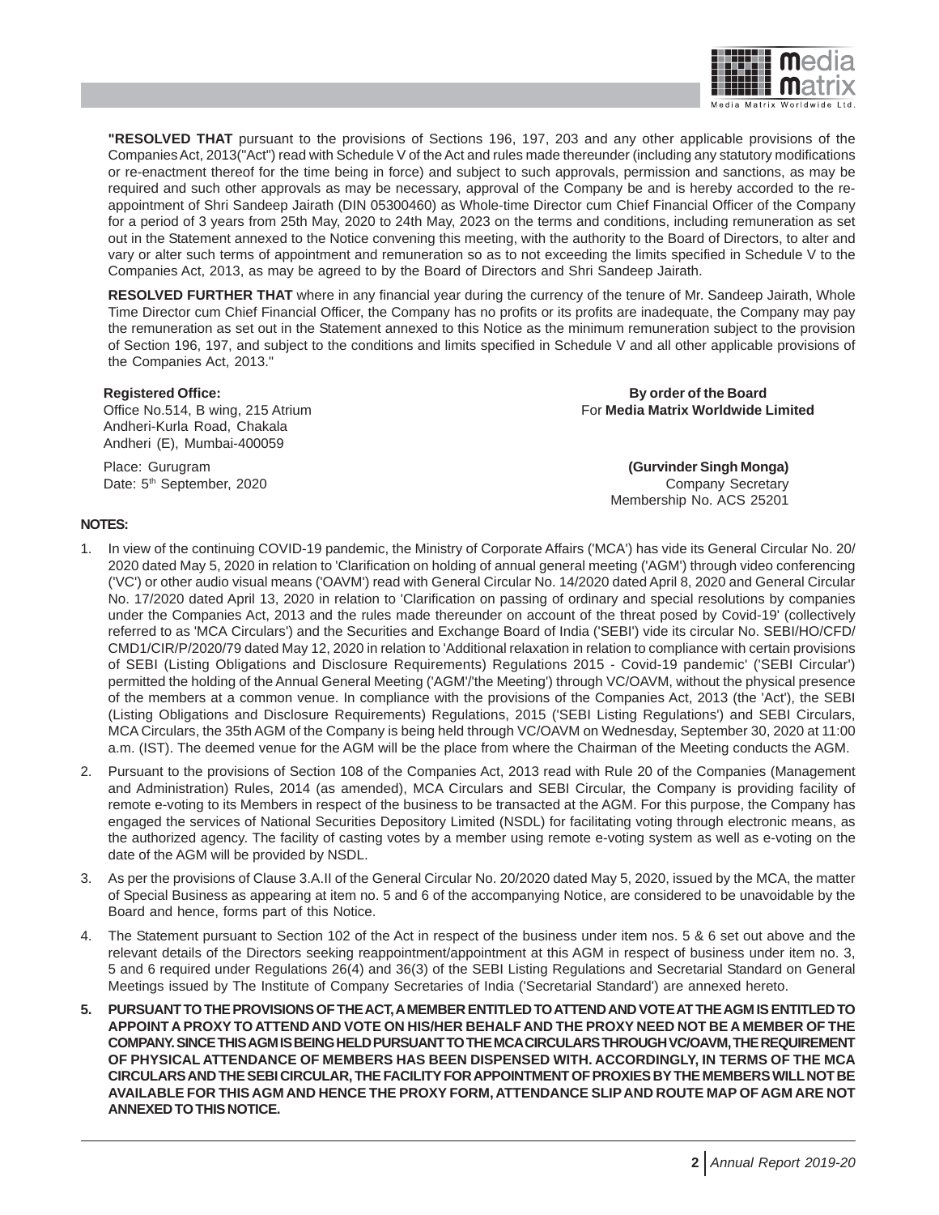**"RESOLVED THAT** pursuant to the provisions of Sections 196, 197, 203 and any other applicable provisions of the Companies Act, 2013("Act") read with Schedule V of the Act and rules made thereunder (including any statutory modifications or re-enactment thereof for the time being in force) and subject to such approvals, permission and sanctions, as may be required and such other approvals as may be necessary, approval of the Company be and is hereby accorded to the re-appointment of Shri Sandeep Jairath (DIN 05300460) as Whole-time Director cum Chief Financial Officer of the Company for a period of 3 years from 25th May, 2020 to 24th May, 2023 on the terms and conditions, including remuneration as set out in the Statement annexed to the Notice convening this meeting, with the authority to the Board of Directors, to alter and vary or alter such terms of appointment and remuneration so as to not exceeding the limits specified in Schedule V to the Companies Act, 2013, as may be agreed to by the Board of Directors and Shri Sandeep Jairath.

**RESOLVED FURTHER THAT** where in any financial year during the currency of the tenure of Mr. Sandeep Jairath, Whole Time Director cum Chief Financial Officer, the Company has no profits or its profits are inadequate, the Company may pay the remuneration as set out in the Statement annexed to this Notice as the minimum remuneration subject to the provision of Section 196, 197, and subject to the conditions and limits specified in Schedule V and all other applicable provisions of the Companies Act, 2013."

**Registered Office:**
Office No.514, B wing, 215 Atrium
Andheri-Kurla Road, Chakala
Andheri (E), Mumbai-400059

Place: Gurugram
Date: 5th September, 2020

**By order of the Board**
For **Media Matrix Worldwide Limited**

**(Gurvinder Singh Monga)**
Company Secretary
Membership No. ACS 25201

**NOTES:**

1. In view of the continuing COVID-19 pandemic, the Ministry of Corporate Affairs ('MCA') has vide its General Circular No. 20/2020 dated May 5, 2020 in relation to 'Clarification on holding of annual general meeting ('AGM') through video conferencing ('VC') or other audio visual means ('OAVM') read with General Circular No. 14/2020 dated April 8, 2020 and General Circular No. 17/2020 dated April 13, 2020 in relation to 'Clarification on passing of ordinary and special resolutions by companies under the Companies Act, 2013 and the rules made thereunder on account of the threat posed by Covid-19' (collectively referred to as 'MCA Circulars') and the Securities and Exchange Board of India ('SEBI') vide its circular No. SEBI/HO/CFD/CMD1/CIR/P/2020/79 dated May 12, 2020 in relation to 'Additional relaxation in relation to compliance with certain provisions of SEBI (Listing Obligations and Disclosure Requirements) Regulations 2015 - Covid-19 pandemic' ('SEBI Circular') permitted the holding of the Annual General Meeting ('AGM'/'the Meeting') through VC/OAVM, without the physical presence of the members at a common venue. In compliance with the provisions of the Companies Act, 2013 (the 'Act'), the SEBI (Listing Obligations and Disclosure Requirements) Regulations, 2015 ('SEBI Listing Regulations') and SEBI Circulars, MCA Circulars, the 35th AGM of the Company is being held through VC/OAVM on Wednesday, September 30, 2020 at 11:00 a.m. (IST). The deemed venue for the AGM will be the place from where the Chairman of the Meeting conducts the AGM.

2. Pursuant to the provisions of Section 108 of the Companies Act, 2013 read with Rule 20 of the Companies (Management and Administration) Rules, 2014 (as amended), MCA Circulars and SEBI Circular, the Company is providing facility of remote e-voting to its Members in respect of the business to be transacted at the AGM. For this purpose, the Company has engaged the services of National Securities Depository Limited (NSDL) for facilitating voting through electronic means, as the authorized agency. The facility of casting votes by a member using remote e-voting system as well as e-voting on the date of the AGM will be provided by NSDL.

3. As per the provisions of Clause 3.A.II of the General Circular No. 20/2020 dated May 5, 2020, issued by the MCA, the matter of Special Business as appearing at item no. 5 and 6 of the accompanying Notice, are considered to be unavoidable by the Board and hence, forms part of this Notice.

4. The Statement pursuant to Section 102 of the Act in respect of the business under item nos. 5 & 6 set out above and the relevant details of the Directors seeking reappointment/appointment at this AGM in respect of business under item no. 3, 5 and 6 required under Regulations 26(4) and 36(3) of the SEBI Listing Regulations and Secretarial Standard on General Meetings issued by The Institute of Company Secretaries of India ('Secretarial Standard') are annexed hereto.

5. **PURSUANT TO THE PROVISIONS OF THE ACT, A MEMBER ENTITLED TO ATTEND AND VOTE AT THE AGM IS ENTITLED TO APPOINT A PROXY TO ATTEND AND VOTE ON HIS/HER BEHALF AND THE PROXY NEED NOT BE A MEMBER OF THE COMPANY. SINCE THIS AGM IS BEING HELD PURSUANT TO THE MCA CIRCULARS THROUGH VC/OAVM, THE REQUIREMENT OF PHYSICAL ATTENDANCE OF MEMBERS HAS BEEN DISPENSED WITH. ACCORDINGLY, IN TERMS OF THE MCA CIRCULARS AND THE SEBI CIRCULAR, THE FACILITY FOR APPOINTMENT OF PROXIES BY THE MEMBERS WILL NOT BE AVAILABLE FOR THIS AGM AND HENCE THE PROXY FORM, ATTENDANCE SLIP AND ROUTE MAP OF AGM ARE NOT ANNEXED TO THIS NOTICE.**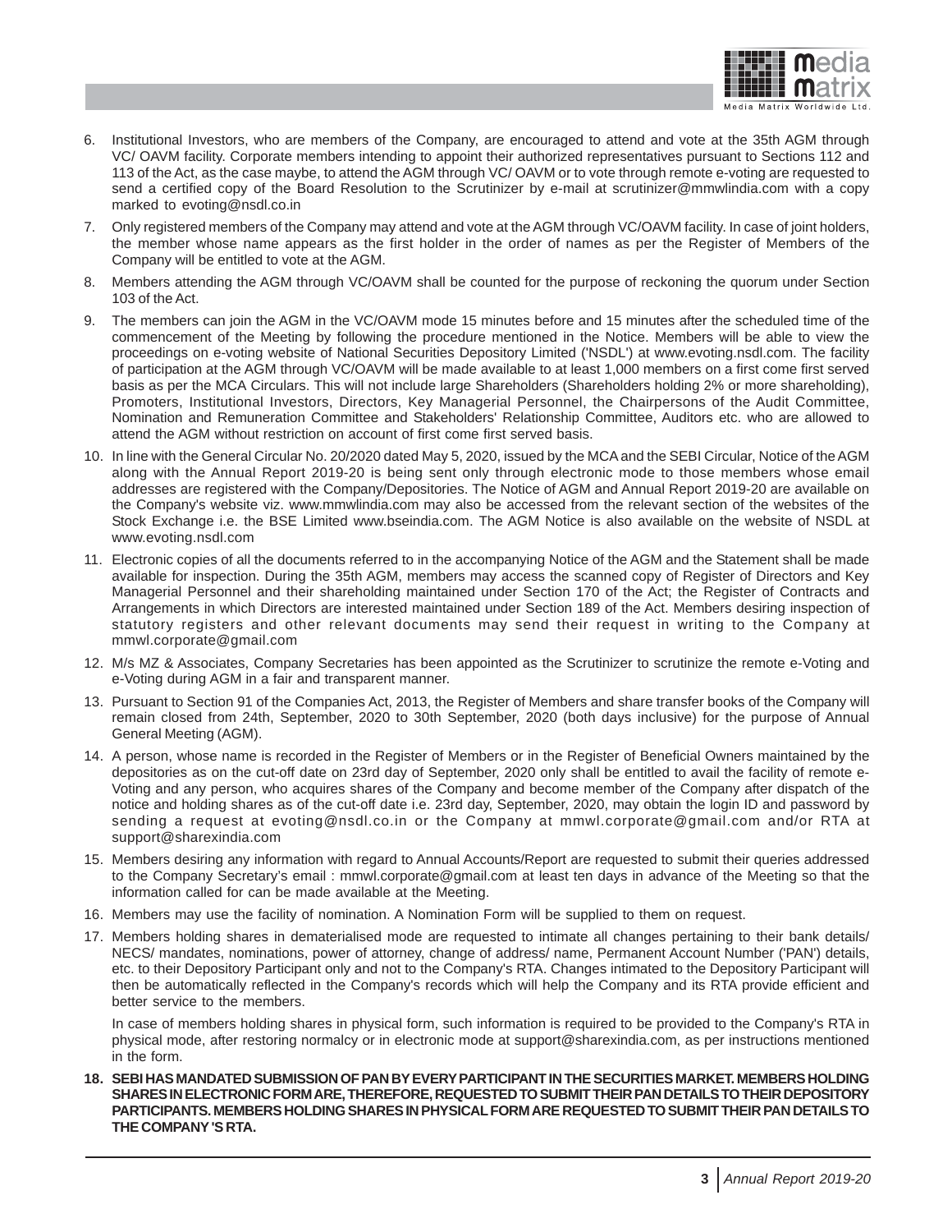6. Institutional Investors, who are members of the Company, are encouraged to attend and vote at the 35th AGM through VC/ OAVM facility. Corporate members intending to appoint their authorized representatives pursuant to Sections 112 and 113 of the Act, as the case maybe, to attend the AGM through VC/ OAVM or to vote through remote e-voting are requested to send a certified copy of the Board Resolution to the Scrutinizer by e-mail at scrutinizer@mmwlindia.com with a copy marked to evoting@nsdl.co.in

7. Only registered members of the Company may attend and vote at the AGM through VC/OAVM facility. In case of joint holders, the member whose name appears as the first holder in the order of names as per the Register of Members of the Company will be entitled to vote at the AGM.

8. Members attending the AGM through VC/OAVM shall be counted for the purpose of reckoning the quorum under Section 103 of the Act.

9. The members can join the AGM in the VC/OAVM mode 15 minutes before and 15 minutes after the scheduled time of the commencement of the Meeting by following the procedure mentioned in the Notice. Members will be able to view the proceedings on e-voting website of National Securities Depository Limited ('NSDL') at www.evoting.nsdl.com. The facility of participation at the AGM through VC/OAVM will be made available to at least 1,000 members on a first come first served basis as per the MCA Circulars. This will not include large Shareholders (Shareholders holding 2% or more shareholding), Promoters, Institutional Investors, Directors, Key Managerial Personnel, the Chairpersons of the Audit Committee, Nomination and Remuneration Committee and Stakeholders' Relationship Committee, Auditors etc. who are allowed to attend the AGM without restriction on account of first come first served basis.

10. In line with the General Circular No. 20/2020 dated May 5, 2020, issued by the MCA and the SEBI Circular, Notice of the AGM along with the Annual Report 2019-20 is being sent only through electronic mode to those members whose email addresses are registered with the Company/Depositories. The Notice of AGM and Annual Report 2019-20 are available on the Company's website viz. www.mmwlindia.com may also be accessed from the relevant section of the websites of the Stock Exchange i.e. the BSE Limited www.bseindia.com. The AGM Notice is also available on the website of NSDL at www.evoting.nsdl.com

11. Electronic copies of all the documents referred to in the accompanying Notice of the AGM and the Statement shall be made available for inspection. During the 35th AGM, members may access the scanned copy of Register of Directors and Key Managerial Personnel and their shareholding maintained under Section 170 of the Act; the Register of Contracts and Arrangements in which Directors are interested maintained under Section 189 of the Act. Members desiring inspection of statutory registers and other relevant documents may send their request in writing to the Company at mmwl.corporate@gmail.com

12. M/s MZ & Associates, Company Secretaries has been appointed as the Scrutinizer to scrutinize the remote e-Voting and e-Voting during AGM in a fair and transparent manner.

13. Pursuant to Section 91 of the Companies Act, 2013, the Register of Members and share transfer books of the Company will remain closed from 24th, September, 2020 to 30th September, 2020 (both days inclusive) for the purpose of Annual General Meeting (AGM).

14. A person, whose name is recorded in the Register of Members or in the Register of Beneficial Owners maintained by the depositories as on the cut-off date on 23rd day of September, 2020 only shall be entitled to avail the facility of remote e-Voting and any person, who acquires shares of the Company and become member of the Company after dispatch of the notice and holding shares as of the cut-off date i.e. 23rd day, September, 2020, may obtain the login ID and password by sending a request at evoting@nsdl.co.in or the Company at mmwl.corporate@gmail.com and/or RTA at support@sharexindia.com

15. Members desiring any information with regard to Annual Accounts/Report are requested to submit their queries addressed to the Company Secretary's email : mmwl.corporate@gmail.com at least ten days in advance of the Meeting so that the information called for can be made available at the Meeting.

16. Members may use the facility of nomination. A Nomination Form will be supplied to them on request.

17. Members holding shares in dematerialised mode are requested to intimate all changes pertaining to their bank details/ NECS/ mandates, nominations, power of attorney, change of address/ name, Permanent Account Number ('PAN') details, etc. to their Depository Participant only and not to the Company's RTA. Changes intimated to the Depository Participant will then be automatically reflected in the Company's records which will help the Company and its RTA provide efficient and better service to the members.

    In case of members holding shares in physical form, such information is required to be provided to the Company's RTA in physical mode, after restoring normalcy or in electronic mode at support@sharexindia.com, as per instructions mentioned in the form.

18. **SEBI HAS MANDATED SUBMISSION OF PAN BY EVERY PARTICIPANT IN THE SECURITIES MARKET. MEMBERS HOLDING SHARES IN ELECTRONIC FORM ARE, THEREFORE, REQUESTED TO SUBMIT THEIR PAN DETAILS TO THEIR DEPOSITORY PARTICIPANTS. MEMBERS HOLDING SHARES IN PHYSICAL FORM ARE REQUESTED TO SUBMIT THEIR PAN DETAILS TO THE COMPANY 'S RTA.**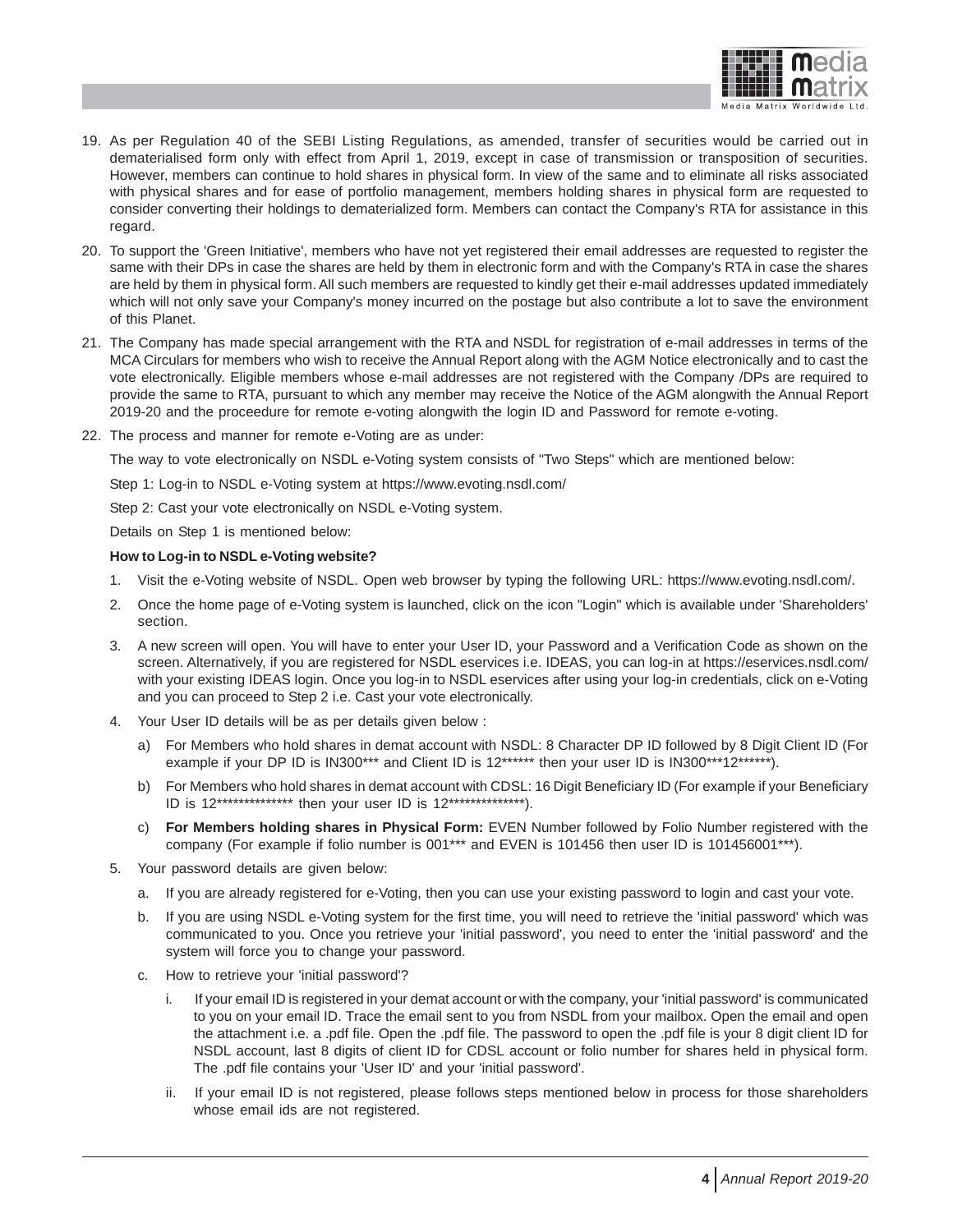19. As per Regulation 40 of the SEBI Listing Regulations, as amended, transfer of securities would be carried out in dematerialised form only with effect from April 1, 2019, except in case of transmission or transposition of securities. However, members can continue to hold shares in physical form. In view of the same and to eliminate all risks associated with physical shares and for ease of portfolio management, members holding shares in physical form are requested to consider converting their holdings to dematerialized form. Members can contact the Company's RTA for assistance in this regard.

20. To support the 'Green Initiative', members who have not yet registered their email addresses are requested to register the same with their DPs in case the shares are held by them in electronic form and with the Company's RTA in case the shares are held by them in physical form. All such members are requested to kindly get their e-mail addresses updated immediately which will not only save your Company's money incurred on the postage but also contribute a lot to save the environment of this Planet.

21. The Company has made special arrangement with the RTA and NSDL for registration of e-mail addresses in terms of the MCA Circulars for members who wish to receive the Annual Report along with the AGM Notice electronically and to cast the vote electronically. Eligible members whose e-mail addresses are not registered with the Company /DPs are required to provide the same to RTA, pursuant to which any member may receive the Notice of the AGM alongwith the Annual Report 2019-20 and the proceedure for remote e-voting alongwith the login ID and Password for remote e-voting.

22. The process and manner for remote e-Voting are as under:

    The way to vote electronically on NSDL e-Voting system consists of "Two Steps" which are mentioned below:

    Step 1: Log-in to NSDL e-Voting system at https://www.evoting.nsdl.com/

    Step 2: Cast your vote electronically on NSDL e-Voting system.

    Details on Step 1 is mentioned below:

    **How to Log-in to NSDL e-Voting website?**

    1. Visit the e-Voting website of NSDL. Open web browser by typing the following URL: https://www.evoting.nsdl.com/.

    2. Once the home page of e-Voting system is launched, click on the icon "Login" which is available under 'Shareholders' section.

    3. A new screen will open. You will have to enter your User ID, your Password and a Verification Code as shown on the screen. Alternatively, if you are registered for NSDL eservices i.e. IDEAS, you can log-in at https://eservices.nsdl.com/ with your existing IDEAS login. Once you log-in to NSDL eservices after using your log-in credentials, click on e-Voting and you can proceed to Step 2 i.e. Cast your vote electronically.

    4. Your User ID details will be as per details given below :

        a) For Members who hold shares in demat account with NSDL: 8 Character DP ID followed by 8 Digit Client ID (For example if your DP ID is IN300*** and Client ID is 12****** then your user ID is IN300***12******).

        b) For Members who hold shares in demat account with CDSL: 16 Digit Beneficiary ID (For example if your Beneficiary ID is 12************** then your user ID is 12**************).

        c) **For Members holding shares in Physical Form:** EVEN Number followed by Folio Number registered with the company (For example if folio number is 001*** and EVEN is 101456 then user ID is 101456001***).

    5. Your password details are given below:

        a. If you are already registered for e-Voting, then you can use your existing password to login and cast your vote.

        b. If you are using NSDL e-Voting system for the first time, you will need to retrieve the 'initial password' which was communicated to you. Once you retrieve your 'initial password', you need to enter the 'initial password' and the system will force you to change your password.

        c. How to retrieve your 'initial password'?

            i. If your email ID is registered in your demat account or with the company, your 'initial password' is communicated to you on your email ID. Trace the email sent to you from NSDL from your mailbox. Open the email and open the attachment i.e. a .pdf file. Open the .pdf file. The password to open the .pdf file is your 8 digit client ID for NSDL account, last 8 digits of client ID for CDSL account or folio number for shares held in physical form. The .pdf file contains your 'User ID' and your 'initial password'.

            ii. If your email ID is not registered, please follows steps mentioned below in process for those shareholders whose email ids are not registered.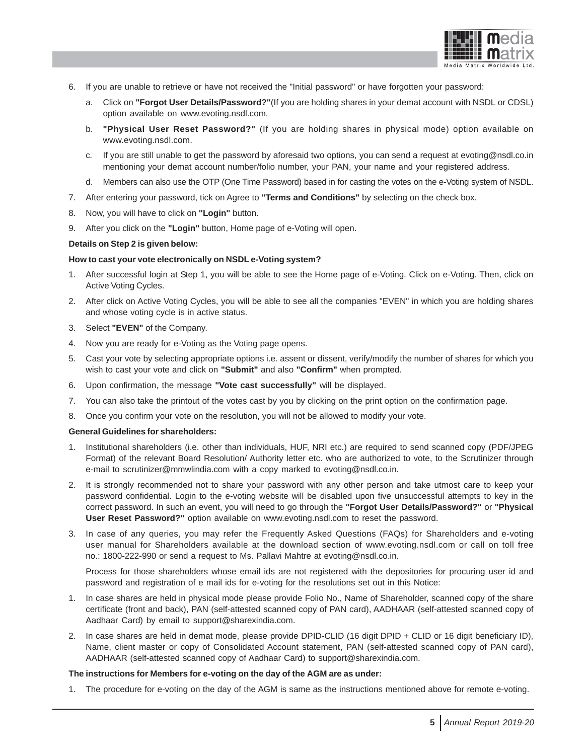6. If you are unable to retrieve or have not received the "Initial password" or have forgotten your password:

   a. Click on **"Forgot User Details/Password?"**(If you are holding shares in your demat account with NSDL or CDSL) option available on www.evoting.nsdl.com.

   b. **"Physical User Reset Password?"** (If you are holding shares in physical mode) option available on www.evoting.nsdl.com.

   c. If you are still unable to get the password by aforesaid two options, you can send a request at evoting@nsdl.co.in mentioning your demat account number/folio number, your PAN, your name and your registered address.

   d. Members can also use the OTP (One Time Password) based in for casting the votes on the e-Voting system of NSDL.

7. After entering your password, tick on Agree to **"Terms and Conditions"** by selecting on the check box.
8. Now, you will have to click on **"Login"** button.
9. After you click on the **"Login"** button, Home page of e-Voting will open.

**Details on Step 2 is given below:**

**How to cast your vote electronically on NSDL e-Voting system?**

1. After successful login at Step 1, you will be able to see the Home page of e-Voting. Click on e-Voting. Then, click on Active Voting Cycles.
2. After click on Active Voting Cycles, you will be able to see all the companies "EVEN" in which you are holding shares and whose voting cycle is in active status.
3. Select **"EVEN"** of the Company.
4. Now you are ready for e-Voting as the Voting page opens.
5. Cast your vote by selecting appropriate options i.e. assent or dissent, verify/modify the number of shares for which you wish to cast your vote and click on **"Submit"** and also **"Confirm"** when prompted.
6. Upon confirmation, the message **"Vote cast successfully"** will be displayed.
7. You can also take the printout of the votes cast by you by clicking on the print option on the confirmation page.
8. Once you confirm your vote on the resolution, you will not be allowed to modify your vote.

**General Guidelines for shareholders:**

1. Institutional shareholders (i.e. other than individuals, HUF, NRI etc.) are required to send scanned copy (PDF/JPEG Format) of the relevant Board Resolution/ Authority letter etc. who are authorized to vote, to the Scrutinizer through e-mail to scrutinizer@mmwlindia.com with a copy marked to evoting@nsdl.co.in.
2. It is strongly recommended not to share your password with any other person and take utmost care to keep your password confidential. Login to the e-voting website will be disabled upon five unsuccessful attempts to key in the correct password. In such an event, you will need to go through the **"Forgot User Details/Password?"** or **"Physical User Reset Password?"** option available on www.evoting.nsdl.com to reset the password.
3. In case of any queries, you may refer the Frequently Asked Questions (FAQs) for Shareholders and e-voting user manual for Shareholders available at the download section of www.evoting.nsdl.com or call on toll free no.: 1800-222-990 or send a request to Ms. Pallavi Mahtre at evoting@nsdl.co.in.

   Process for those shareholders whose email ids are not registered with the depositories for procuring user id and password and registration of e mail ids for e-voting for the resolutions set out in this Notice:

1. In case shares are held in physical mode please provide Folio No., Name of Shareholder, scanned copy of the share certificate (front and back), PAN (self-attested scanned copy of PAN card), AADHAAR (self-attested scanned copy of Aadhaar Card) by email to support@sharexindia.com.
2. In case shares are held in demat mode, please provide DPID-CLID (16 digit DPID + CLID or 16 digit beneficiary ID), Name, client master or copy of Consolidated Account statement, PAN (self-attested scanned copy of PAN card), AADHAAR (self-attested scanned copy of Aadhaar Card) to support@sharexindia.com.

**The instructions for Members for e-voting on the day of the AGM are as under:**

1. The procedure for e-voting on the day of the AGM is same as the instructions mentioned above for remote e-voting.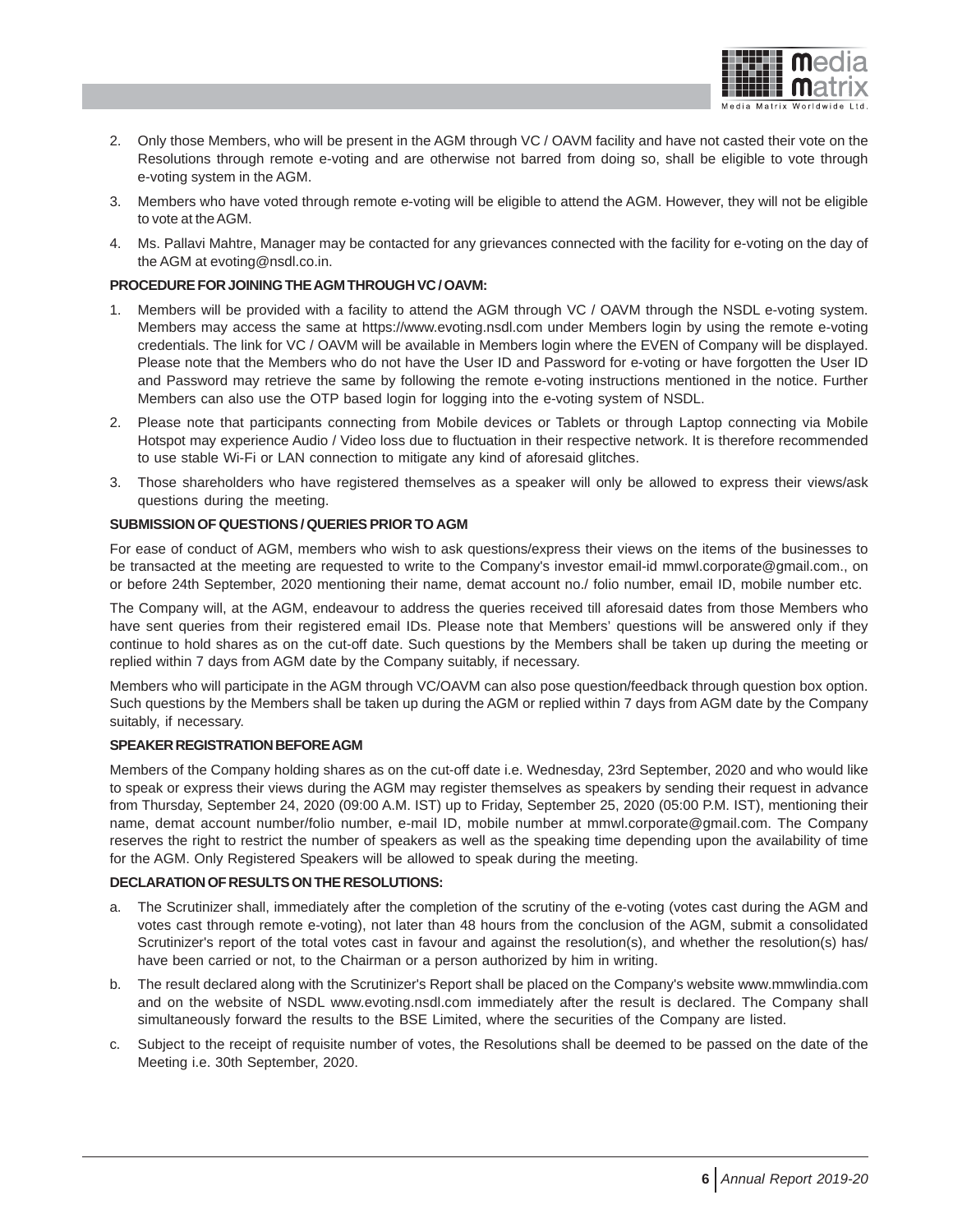2. Only those Members, who will be present in the AGM through VC / OAVM facility and have not casted their vote on the Resolutions through remote e-voting and are otherwise not barred from doing so, shall be eligible to vote through e-voting system in the AGM.

3. Members who have voted through remote e-voting will be eligible to attend the AGM. However, they will not be eligible to vote at the AGM.

4. Ms. Pallavi Mahtre, Manager may be contacted for any grievances connected with the facility for e-voting on the day of the AGM at evoting@nsdl.co.in.

**PROCEDURE FOR JOINING THE AGM THROUGH VC / OAVM:**

1. Members will be provided with a facility to attend the AGM through VC / OAVM through the NSDL e-voting system. Members may access the same at https://www.evoting.nsdl.com under Members login by using the remote e-voting credentials. The link for VC / OAVM will be available in Members login where the EVEN of Company will be displayed. Please note that the Members who do not have the User ID and Password for e-voting or have forgotten the User ID and Password may retrieve the same by following the remote e-voting instructions mentioned in the notice. Further Members can also use the OTP based login for logging into the e-voting system of NSDL.

2. Please note that participants connecting from Mobile devices or Tablets or through Laptop connecting via Mobile Hotspot may experience Audio / Video loss due to fluctuation in their respective network. It is therefore recommended to use stable Wi-Fi or LAN connection to mitigate any kind of aforesaid glitches.

3. Those shareholders who have registered themselves as a speaker will only be allowed to express their views/ask questions during the meeting.

**SUBMISSION OF QUESTIONS / QUERIES PRIOR TO AGM**

For ease of conduct of AGM, members who wish to ask questions/express their views on the items of the businesses to be transacted at the meeting are requested to write to the Company's investor email-id mmwl.corporate@gmail.com., on or before 24th September, 2020 mentioning their name, demat account no./ folio number, email ID, mobile number etc.

The Company will, at the AGM, endeavour to address the queries received till aforesaid dates from those Members who have sent queries from their registered email IDs. Please note that Members' questions will be answered only if they continue to hold shares as on the cut-off date. Such questions by the Members shall be taken up during the meeting or replied within 7 days from AGM date by the Company suitably, if necessary.

Members who will participate in the AGM through VC/OAVM can also pose question/feedback through question box option. Such questions by the Members shall be taken up during the AGM or replied within 7 days from AGM date by the Company suitably, if necessary.

**SPEAKER REGISTRATION BEFORE AGM**

Members of the Company holding shares as on the cut-off date i.e. Wednesday, 23rd September, 2020 and who would like to speak or express their views during the AGM may register themselves as speakers by sending their request in advance from Thursday, September 24, 2020 (09:00 A.M. IST) up to Friday, September 25, 2020 (05:00 P.M. IST), mentioning their name, demat account number/folio number, e-mail ID, mobile number at mmwl.corporate@gmail.com. The Company reserves the right to restrict the number of speakers as well as the speaking time depending upon the availability of time for the AGM. Only Registered Speakers will be allowed to speak during the meeting.

**DECLARATION OF RESULTS ON THE RESOLUTIONS:**

a. The Scrutinizer shall, immediately after the completion of the scrutiny of the e-voting (votes cast during the AGM and votes cast through remote e-voting), not later than 48 hours from the conclusion of the AGM, submit a consolidated Scrutinizer's report of the total votes cast in favour and against the resolution(s), and whether the resolution(s) has/ have been carried or not, to the Chairman or a person authorized by him in writing.

b. The result declared along with the Scrutinizer's Report shall be placed on the Company's website www.mmwlindia.com and on the website of NSDL www.evoting.nsdl.com immediately after the result is declared. The Company shall simultaneously forward the results to the BSE Limited, where the securities of the Company are listed.

c. Subject to the receipt of requisite number of votes, the Resolutions shall be deemed to be passed on the date of the Meeting i.e. 30th September, 2020.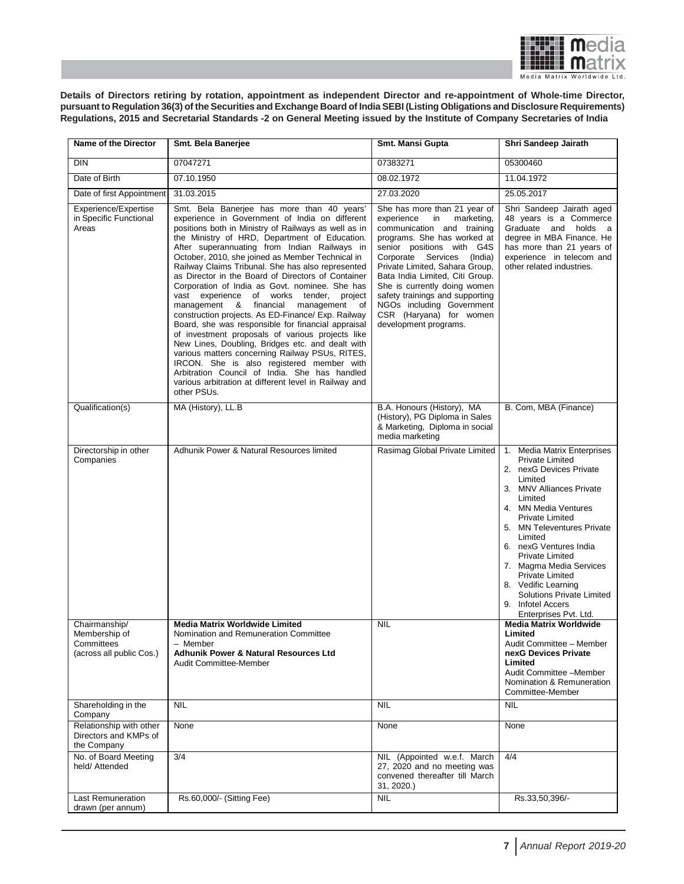**Details of Directors retiring by rotation, appointment as independent Director and re-appointment of Whole-time Director, pursuant to Regulation 36(3) of the Securities and Exchange Board of India SEBI (Listing Obligations and Disclosure Requirements) Regulations, 2015 and Secretarial Standards -2 on General Meeting issued by the Institute of Company Secretaries of India**

| Name of the Director | Smt. Bela Banerjee | Smt. Mansi Gupta | Shri Sandeep Jairath |
|---|---|---|---|
| DIN | 07047271 | 07383271 | 05300460 |
| Date of Birth | 07.10.1950 | 08.02.1972 | 11.04.1972 |
| Date of first Appointment | 31.03.2015 | 27.03.2020 | 25.05.2017 |
| Experience/Expertise in Specific Functional Areas | Smt. Bela Banerjee has more than 40 years' experience in Government of India on different positions both in Ministry of Railways as well as in the Ministry of HRD, Department of Education. After superannuating from Indian Railways in October, 2010, she joined as Member Technical in Railway Claims Tribunal. She has also represented as Director in the Board of Directors of Container Corporation of India as Govt. nominee. She has vast experience of works tender, project management & financial management of construction projects. As ED-Finance/ Exp. Railway Board, she was responsible for financial appraisal of investment proposals of various projects like New Lines, Doubling, Bridges etc. and dealt with various matters concerning Railway PSUs, RITES, IRCON. She is also registered member with Arbitration Council of India. She has handled various arbitration at different level in Railway and other PSUs. | She has more than 21 year of experience in marketing, communication and training programs. She has worked at senior positions with G4S Corporate Services (India) Private Limited, Sahara Group, Bata India Limited, Citi Group. She is currently doing women safety trainings and supporting NGOs including Government CSR (Haryana) for women development programs. | Shri Sandeep Jairath aged 48 years is a Commerce Graduate and holds a degree in MBA Finance. He has more than 21 years of experience in telecom and other related industries. |
| Qualification(s) | MA (History), LL.B | B.A. Honours (History), MA (History), PG Diploma in Sales & Marketing, Diploma in social media marketing | B. Com, MBA (Finance) |
| Directorship in other Companies | Adhunik Power & Natural Resources limited | Rasimag Global Private Limited | 1. Media Matrix Enterprises Private Limited<br>2. nexG Devices Private Limited<br>3. MNV Alliances Private Limited<br>4. MN Media Ventures Private Limited<br>5. MN Televentures Private Limited<br>6. nexG Ventures India Private Limited<br>7. Magma Media Services Private Limited<br>8. Vedific Learning Solutions Private Limited<br>9. Infotel Accers Enterprises Pvt. Ltd. |
| Chairmanship/ Membership of Committees (across all public Cos.) | **Media Matrix Worldwide Limited**<br>Nomination and Remuneration Committee – Member<br>**Adhunik Power & Natural Resources Ltd**<br>Audit Committee-Member | NIL | **Media Matrix Worldwide Limited**<br>Audit Committee – Member<br>**nexG Devices Private Limited**<br>Audit Committee –Member<br>Nomination & Remuneration Committee-Member |
| Shareholding in the Company | NIL | NIL | NIL |
| Relationship with other Directors and KMPs of the Company | None | None | None |
| No. of Board Meeting held/ Attended | 3/4 | NIL (Appointed w.e.f. March 27, 2020 and no meeting was convened thereafter till March 31, 2020.) | 4/4 |
| Last Remuneration drawn (per annum) | Rs.60,000/- (Sitting Fee) | NIL | Rs.33,50,396/- |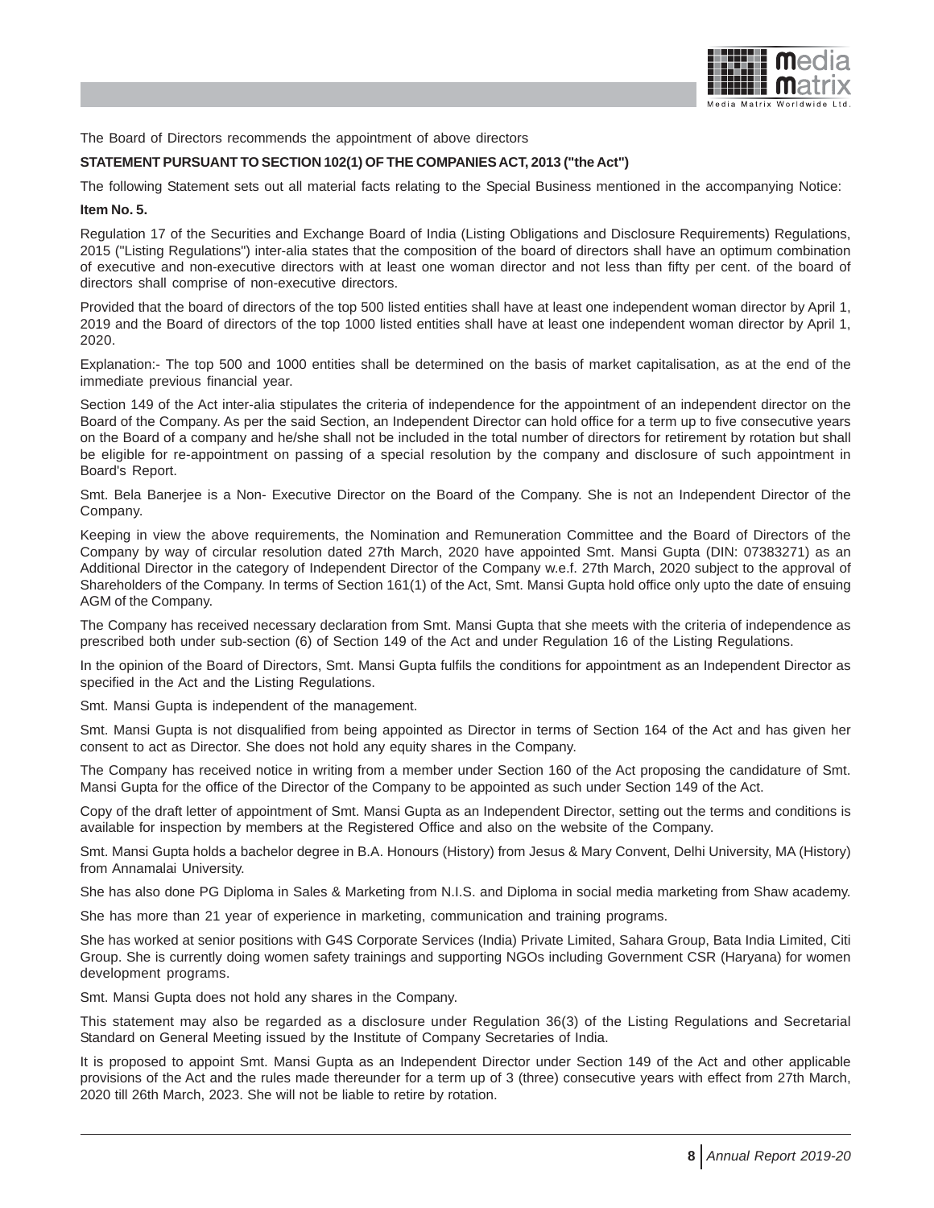The Board of Directors recommends the appointment of above directors

**STATEMENT PURSUANT TO SECTION 102(1) OF THE COMPANIES ACT, 2013 ("the Act")**

The following Statement sets out all material facts relating to the Special Business mentioned in the accompanying Notice:

**Item No. 5.**

Regulation 17 of the Securities and Exchange Board of India (Listing Obligations and Disclosure Requirements) Regulations, 2015 ("Listing Regulations") inter-alia states that the composition of the board of directors shall have an optimum combination of executive and non-executive directors with at least one woman director and not less than fifty per cent. of the board of directors shall comprise of non-executive directors.

Provided that the board of directors of the top 500 listed entities shall have at least one independent woman director by April 1, 2019 and the Board of directors of the top 1000 listed entities shall have at least one independent woman director by April 1, 2020.

Explanation:- The top 500 and 1000 entities shall be determined on the basis of market capitalisation, as at the end of the immediate previous financial year.

Section 149 of the Act inter-alia stipulates the criteria of independence for the appointment of an independent director on the Board of the Company. As per the said Section, an Independent Director can hold office for a term up to five consecutive years on the Board of a company and he/she shall not be included in the total number of directors for retirement by rotation but shall be eligible for re-appointment on passing of a special resolution by the company and disclosure of such appointment in Board's Report.

Smt. Bela Banerjee is a Non- Executive Director on the Board of the Company. She is not an Independent Director of the Company.

Keeping in view the above requirements, the Nomination and Remuneration Committee and the Board of Directors of the Company by way of circular resolution dated 27th March, 2020 have appointed Smt. Mansi Gupta (DIN: 07383271) as an Additional Director in the category of Independent Director of the Company w.e.f. 27th March, 2020 subject to the approval of Shareholders of the Company. In terms of Section 161(1) of the Act, Smt. Mansi Gupta hold office only upto the date of ensuing AGM of the Company.

The Company has received necessary declaration from Smt. Mansi Gupta that she meets with the criteria of independence as prescribed both under sub-section (6) of Section 149 of the Act and under Regulation 16 of the Listing Regulations.

In the opinion of the Board of Directors, Smt. Mansi Gupta fulfils the conditions for appointment as an Independent Director as specified in the Act and the Listing Regulations.

Smt. Mansi Gupta is independent of the management.

Smt. Mansi Gupta is not disqualified from being appointed as Director in terms of Section 164 of the Act and has given her consent to act as Director. She does not hold any equity shares in the Company.

The Company has received notice in writing from a member under Section 160 of the Act proposing the candidature of Smt. Mansi Gupta for the office of the Director of the Company to be appointed as such under Section 149 of the Act.

Copy of the draft letter of appointment of Smt. Mansi Gupta as an Independent Director, setting out the terms and conditions is available for inspection by members at the Registered Office and also on the website of the Company.

Smt. Mansi Gupta holds a bachelor degree in B.A. Honours (History) from Jesus & Mary Convent, Delhi University, MA (History) from Annamalai University.

She has also done PG Diploma in Sales & Marketing from N.I.S. and Diploma in social media marketing from Shaw academy.

She has more than 21 year of experience in marketing, communication and training programs.

She has worked at senior positions with G4S Corporate Services (India) Private Limited, Sahara Group, Bata India Limited, Citi Group. She is currently doing women safety trainings and supporting NGOs including Government CSR (Haryana) for women development programs.

Smt. Mansi Gupta does not hold any shares in the Company.

This statement may also be regarded as a disclosure under Regulation 36(3) of the Listing Regulations and Secretarial Standard on General Meeting issued by the Institute of Company Secretaries of India.

It is proposed to appoint Smt. Mansi Gupta as an Independent Director under Section 149 of the Act and other applicable provisions of the Act and the rules made thereunder for a term up of 3 (three) consecutive years with effect from 27th March, 2020 till 26th March, 2023. She will not be liable to retire by rotation.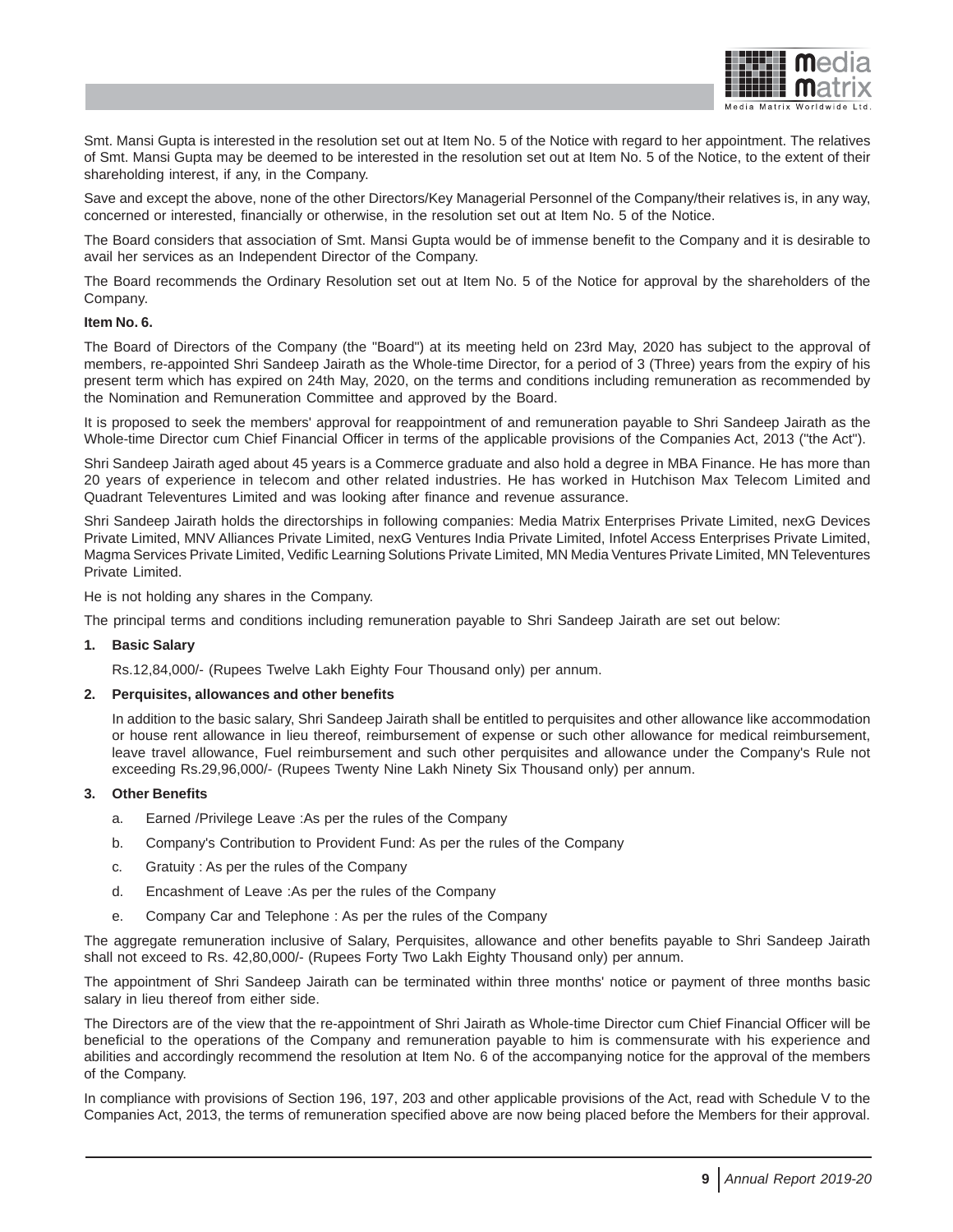Smt. Mansi Gupta is interested in the resolution set out at Item No. 5 of the Notice with regard to her appointment. The relatives of Smt. Mansi Gupta may be deemed to be interested in the resolution set out at Item No. 5 of the Notice, to the extent of their shareholding interest, if any, in the Company.

Save and except the above, none of the other Directors/Key Managerial Personnel of the Company/their relatives is, in any way, concerned or interested, financially or otherwise, in the resolution set out at Item No. 5 of the Notice.

The Board considers that association of Smt. Mansi Gupta would be of immense benefit to the Company and it is desirable to avail her services as an Independent Director of the Company.

The Board recommends the Ordinary Resolution set out at Item No. 5 of the Notice for approval by the shareholders of the Company.

**Item No. 6.**

The Board of Directors of the Company (the "Board") at its meeting held on 23rd May, 2020 has subject to the approval of members, re-appointed Shri Sandeep Jairath as the Whole-time Director, for a period of 3 (Three) years from the expiry of his present term which has expired on 24th May, 2020, on the terms and conditions including remuneration as recommended by the Nomination and Remuneration Committee and approved by the Board.

It is proposed to seek the members' approval for reappointment of and remuneration payable to Shri Sandeep Jairath as the Whole-time Director cum Chief Financial Officer in terms of the applicable provisions of the Companies Act, 2013 ("the Act").

Shri Sandeep Jairath aged about 45 years is a Commerce graduate and also hold a degree in MBA Finance. He has more than 20 years of experience in telecom and other related industries. He has worked in Hutchison Max Telecom Limited and Quadrant Televentures Limited and was looking after finance and revenue assurance.

Shri Sandeep Jairath holds the directorships in following companies: Media Matrix Enterprises Private Limited, nexG Devices Private Limited, MNV Alliances Private Limited, nexG Ventures India Private Limited, Infotel Access Enterprises Private Limited, Magma Services Private Limited, Vedific Learning Solutions Private Limited, MN Media Ventures Private Limited, MN Televentures Private Limited.

He is not holding any shares in the Company.

The principal terms and conditions including remuneration payable to Shri Sandeep Jairath are set out below:

1. **Basic Salary**

   Rs.12,84,000/- (Rupees Twelve Lakh Eighty Four Thousand only) per annum.

2. **Perquisites, allowances and other benefits**

   In addition to the basic salary, Shri Sandeep Jairath shall be entitled to perquisites and other allowance like accommodation or house rent allowance in lieu thereof, reimbursement of expense or such other allowance for medical reimbursement, leave travel allowance, Fuel reimbursement and such other perquisites and allowance under the Company's Rule not exceeding Rs.29,96,000/- (Rupees Twenty Nine Lakh Ninety Six Thousand only) per annum.

3. **Other Benefits**

   a. Earned /Privilege Leave :As per the rules of the Company

   b. Company's Contribution to Provident Fund: As per the rules of the Company

   c. Gratuity : As per the rules of the Company

   d. Encashment of Leave :As per the rules of the Company

   e. Company Car and Telephone : As per the rules of the Company

The aggregate remuneration inclusive of Salary, Perquisites, allowance and other benefits payable to Shri Sandeep Jairath shall not exceed to Rs. 42,80,000/- (Rupees Forty Two Lakh Eighty Thousand only) per annum.

The appointment of Shri Sandeep Jairath can be terminated within three months' notice or payment of three months basic salary in lieu thereof from either side.

The Directors are of the view that the re-appointment of Shri Jairath as Whole-time Director cum Chief Financial Officer will be beneficial to the operations of the Company and remuneration payable to him is commensurate with his experience and abilities and accordingly recommend the resolution at Item No. 6 of the accompanying notice for the approval of the members of the Company.

In compliance with provisions of Section 196, 197, 203 and other applicable provisions of the Act, read with Schedule V to the Companies Act, 2013, the terms of remuneration specified above are now being placed before the Members for their approval.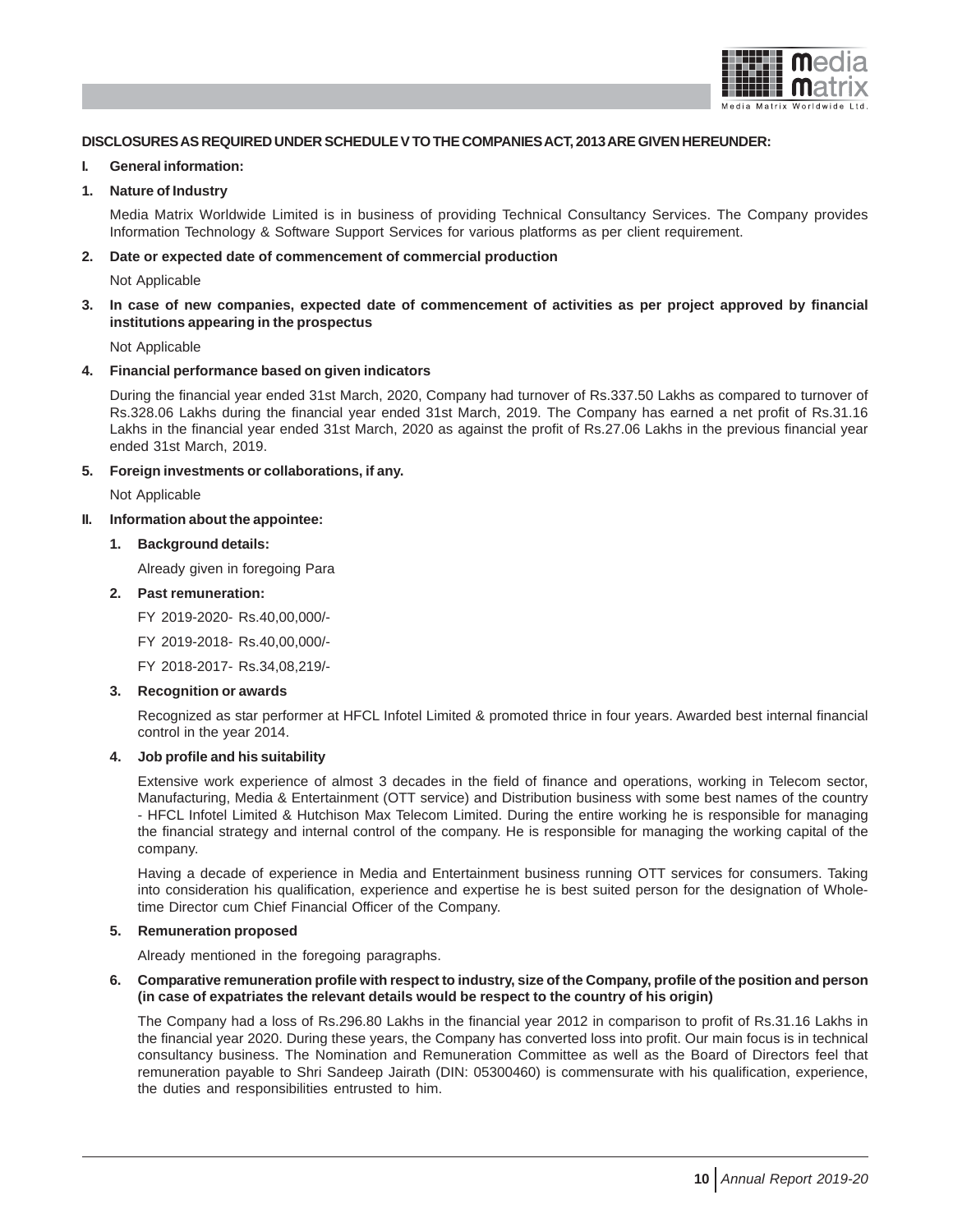**DISCLOSURES AS REQUIRED UNDER SCHEDULE V TO THE COMPANIES ACT, 2013 ARE GIVEN HEREUNDER:**

**I. General information:**

**1. Nature of Industry**

Media Matrix Worldwide Limited is in business of providing Technical Consultancy Services. The Company provides Information Technology & Software Support Services for various platforms as per client requirement.

**2. Date or expected date of commencement of commercial production**

Not Applicable

**3. In case of new companies, expected date of commencement of activities as per project approved by financial institutions appearing in the prospectus**

Not Applicable

**4. Financial performance based on given indicators**

During the financial year ended 31st March, 2020, Company had turnover of Rs.337.50 Lakhs as compared to turnover of Rs.328.06 Lakhs during the financial year ended 31st March, 2019. The Company has earned a net profit of Rs.31.16 Lakhs in the financial year ended 31st March, 2020 as against the profit of Rs.27.06 Lakhs in the previous financial year ended 31st March, 2019.

**5. Foreign investments or collaborations, if any.**

Not Applicable

**II. Information about the appointee:**

**1. Background details:**

Already given in foregoing Para

**2. Past remuneration:**

FY 2019-2020- Rs.40,00,000/-

FY 2019-2018- Rs.40,00,000/-

FY 2018-2017- Rs.34,08,219/-

**3. Recognition or awards**

Recognized as star performer at HFCL Infotel Limited & promoted thrice in four years. Awarded best internal financial control in the year 2014.

**4. Job profile and his suitability**

Extensive work experience of almost 3 decades in the field of finance and operations, working in Telecom sector, Manufacturing, Media & Entertainment (OTT service) and Distribution business with some best names of the country - HFCL Infotel Limited & Hutchison Max Telecom Limited. During the entire working he is responsible for managing the financial strategy and internal control of the company. He is responsible for managing the working capital of the company.

Having a decade of experience in Media and Entertainment business running OTT services for consumers. Taking into consideration his qualification, experience and expertise he is best suited person for the designation of Whole-time Director cum Chief Financial Officer of the Company.

**5. Remuneration proposed**

Already mentioned in the foregoing paragraphs.

**6. Comparative remuneration profile with respect to industry, size of the Company, profile of the position and person (in case of expatriates the relevant details would be respect to the country of his origin)**

The Company had a loss of Rs.296.80 Lakhs in the financial year 2012 in comparison to profit of Rs.31.16 Lakhs in the financial year 2020. During these years, the Company has converted loss into profit. Our main focus is in technical consultancy business. The Nomination and Remuneration Committee as well as the Board of Directors feel that remuneration payable to Shri Sandeep Jairath (DIN: 05300460) is commensurate with his qualification, experience, the duties and responsibilities entrusted to him.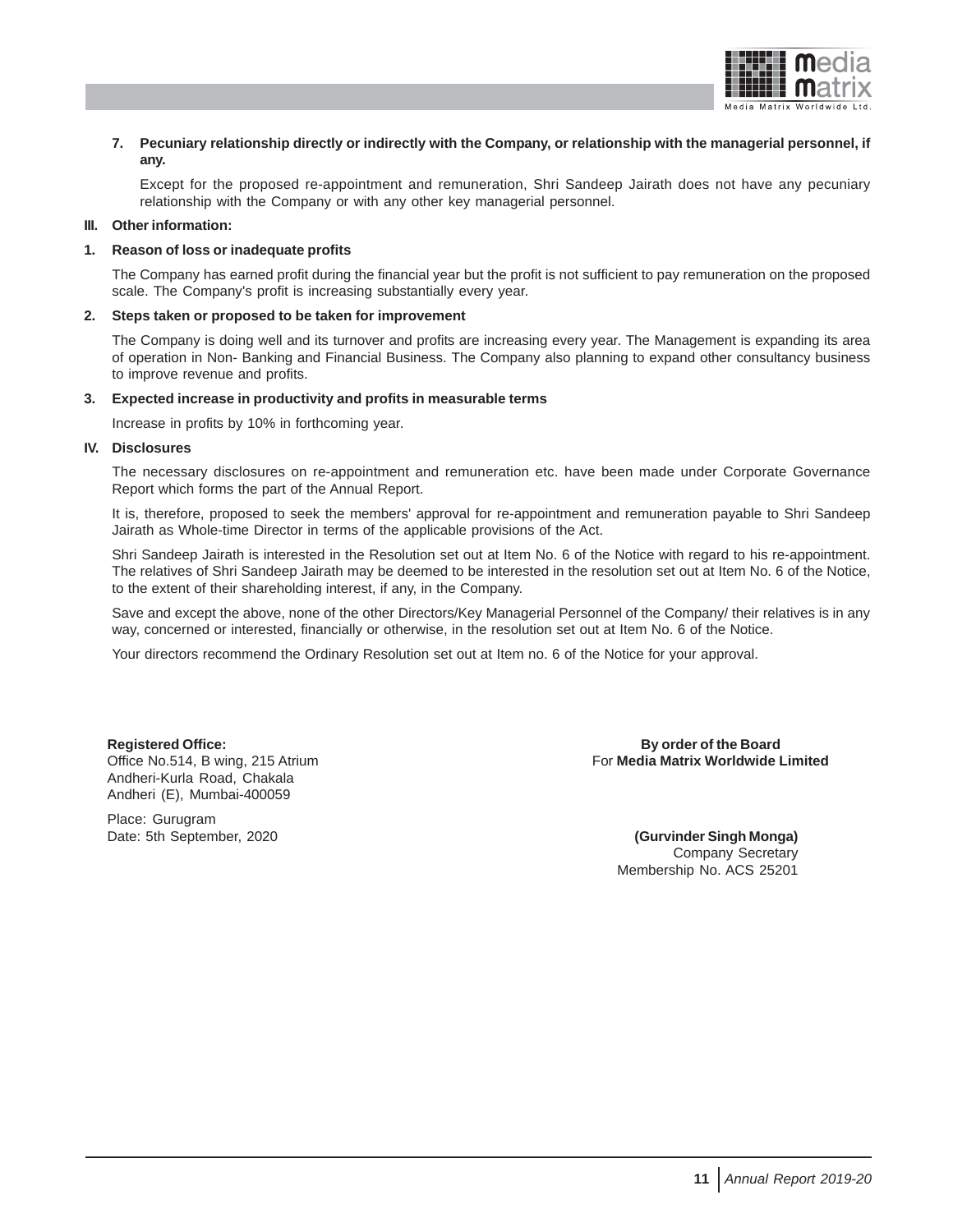**7. Pecuniary relationship directly or indirectly with the Company, or relationship with the managerial personnel, if any.**

Except for the proposed re-appointment and remuneration, Shri Sandeep Jairath does not have any pecuniary relationship with the Company or with any other key managerial personnel.

**III. Other information:**

**1. Reason of loss or inadequate profits**

The Company has earned profit during the financial year but the profit is not sufficient to pay remuneration on the proposed scale. The Company's profit is increasing substantially every year.

**2. Steps taken or proposed to be taken for improvement**

The Company is doing well and its turnover and profits are increasing every year. The Management is expanding its area of operation in Non- Banking and Financial Business. The Company also planning to expand other consultancy business to improve revenue and profits.

**3. Expected increase in productivity and profits in measurable terms**

Increase in profits by 10% in forthcoming year.

**IV. Disclosures**

The necessary disclosures on re-appointment and remuneration etc. have been made under Corporate Governance Report which forms the part of the Annual Report.

It is, therefore, proposed to seek the members' approval for re-appointment and remuneration payable to Shri Sandeep Jairath as Whole-time Director in terms of the applicable provisions of the Act.

Shri Sandeep Jairath is interested in the Resolution set out at Item No. 6 of the Notice with regard to his re-appointment. The relatives of Shri Sandeep Jairath may be deemed to be interested in the resolution set out at Item No. 6 of the Notice, to the extent of their shareholding interest, if any, in the Company.

Save and except the above, none of the other Directors/Key Managerial Personnel of the Company/ their relatives is in any way, concerned or interested, financially or otherwise, in the resolution set out at Item No. 6 of the Notice.

Your directors recommend the Ordinary Resolution set out at Item no. 6 of the Notice for your approval.

**Registered Office:**
Office No.514, B wing, 215 Atrium
Andheri-Kurla Road, Chakala
Andheri (E), Mumbai-400059

Place: Gurugram
Date: 5th September, 2020

**By order of the Board**
For **Media Matrix Worldwide Limited**

**(Gurvinder Singh Monga)**
Company Secretary
Membership No. ACS 25201